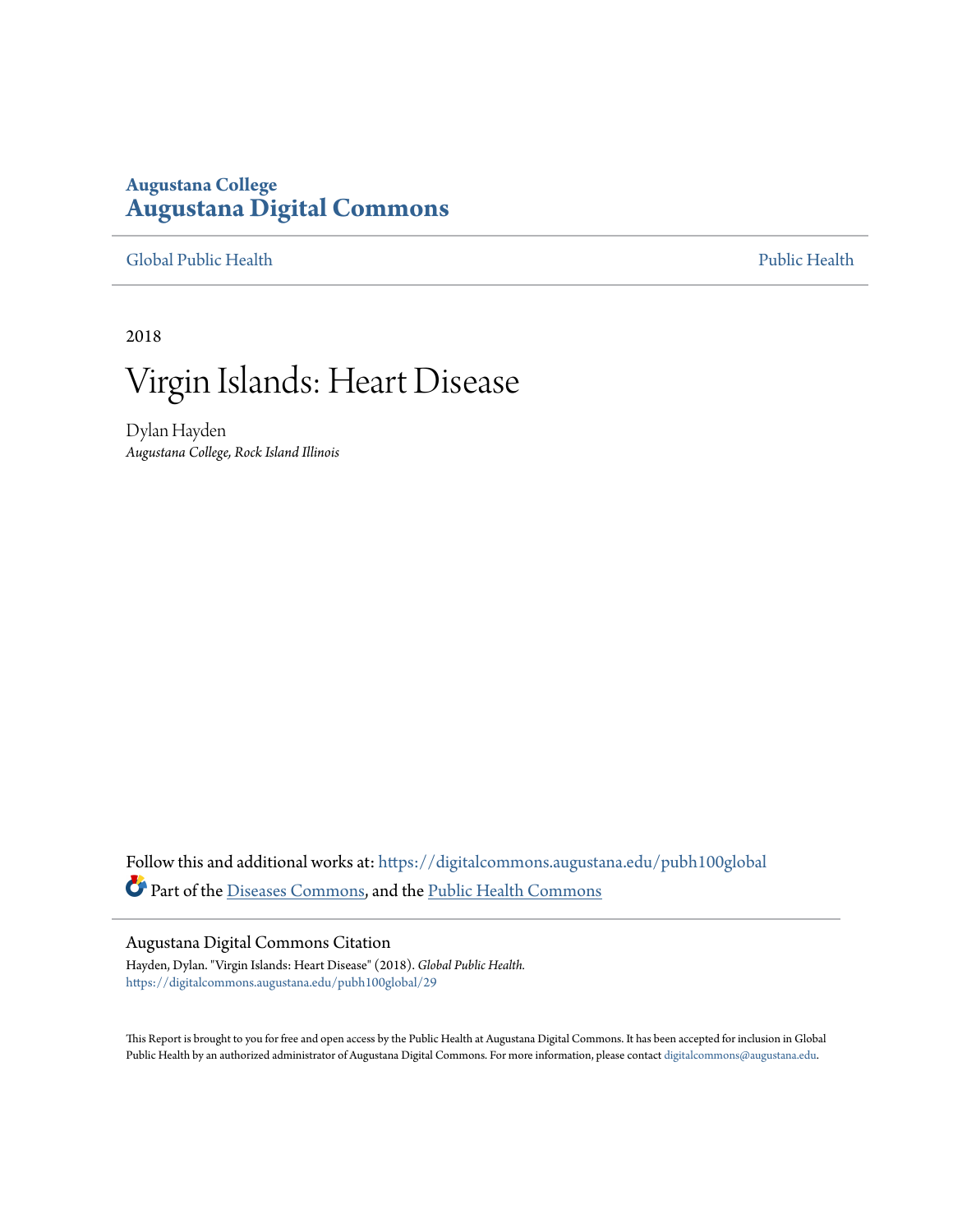**Augustana College**

# Augustana Digital Commons

Global Public Health | Public Health

2018

# Virgin Islands: Heart Disease

Dylan Hayden

*Augustana College, Rock Island Illinois*

Follow this and additional works at: https://digitalcommons.augustana.edu/pubh100global

Part of the Diseases Commons, and the Public Health Commons

## Augustana Digital Commons Citation

Hayden, Dylan. "Virgin Islands: Heart Disease" (2018). *Global Public Health.*
https://digitalcommons.augustana.edu/pubh100global/29

This Report is brought to you for free and open access by the Public Health at Augustana Digital Commons. It has been accepted for inclusion in Global Public Health by an authorized administrator of Augustana Digital Commons. For more information, please contact digitalcommons@augustana.edu.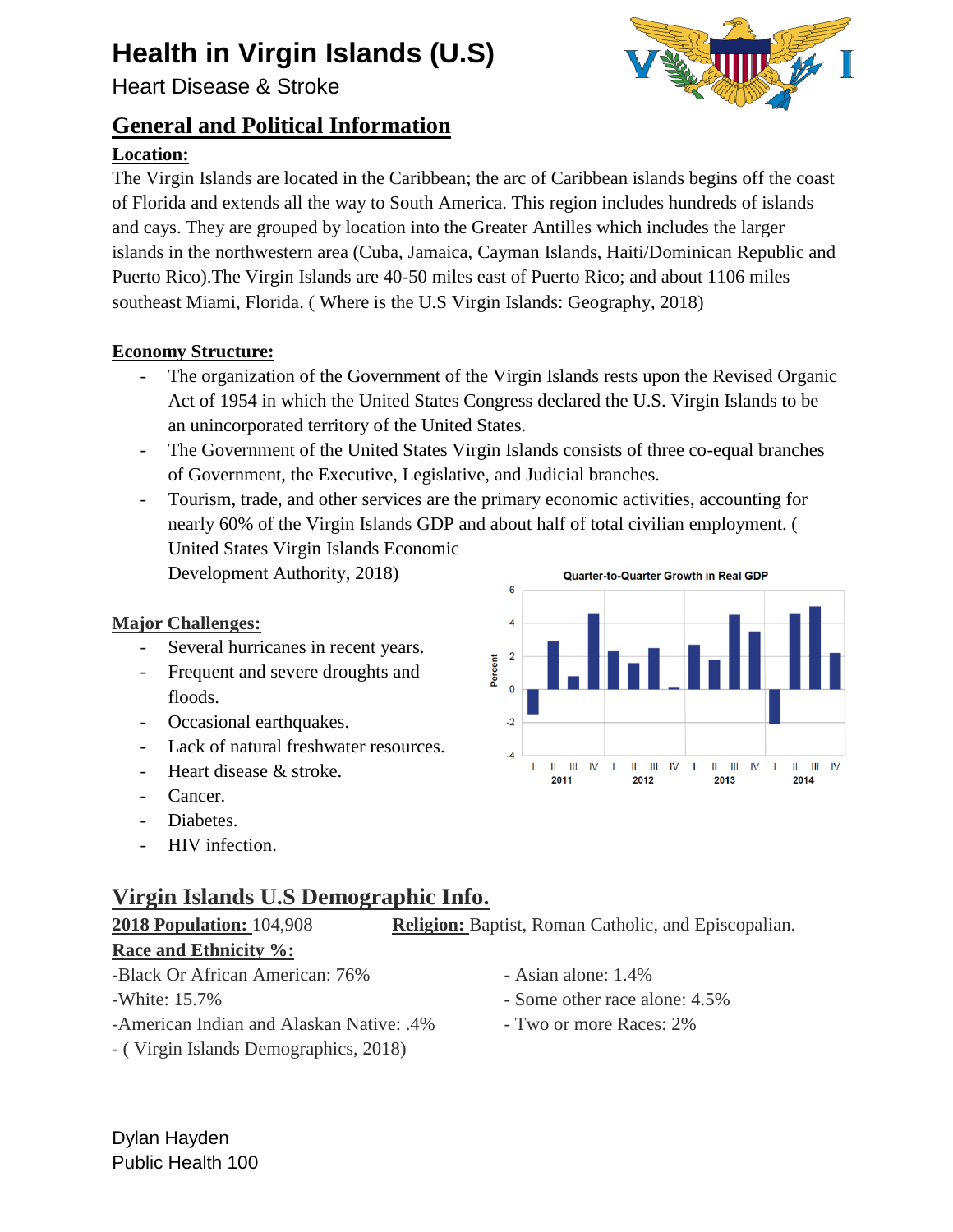# Health in Virgin Islands (U.S)

Heart Disease & Stroke

## General and Political Information

### Location:

The Virgin Islands are located in the Caribbean; the arc of Caribbean islands begins off the coast of Florida and extends all the way to South America. This region includes hundreds of islands and cays. They are grouped by location into the Greater Antilles which includes the larger islands in the northwestern area (Cuba, Jamaica, Cayman Islands, Haiti/Dominican Republic and Puerto Rico).The Virgin Islands are 40-50 miles east of Puerto Rico; and about 1106 miles southeast Miami, Florida. ( Where is the U.S Virgin Islands: Geography, 2018)

### Economy Structure:

- The organization of the Government of the Virgin Islands rests upon the Revised Organic Act of 1954 in which the United States Congress declared the U.S. Virgin Islands to be an unincorporated territory of the United States.
- The Government of the United States Virgin Islands consists of three co-equal branches of Government, the Executive, Legislative, and Judicial branches.
- Tourism, trade, and other services are the primary economic activities, accounting for nearly 60% of the Virgin Islands GDP and about half of total civilian employment. ( United States Virgin Islands Economic Development Authority, 2018)

### Major Challenges:

- Several hurricanes in recent years.
- Frequent and severe droughts and floods.
- Occasional earthquakes.
- Lack of natural freshwater resources.
- Heart disease & stroke.
- Cancer.
- Diabetes.
- HIV infection.

Quarter-to-Quarter Growth in Real GDP

## Virgin Islands U.S Demographic Info.

**2018 Population:** 104,908

**Religion:** Baptist, Roman Catholic, and Episcopalian.

**Race and Ethnicity %:**

-Black Or African American: 76%

-White: 15.7%

-American Indian and Alaskan Native: .4%

- Asian alone: 1.4%

- Some other race alone: 4.5%

- Two or more Races: 2%

- ( Virgin Islands Demographics, 2018)

Dylan Hayden
Public Health 100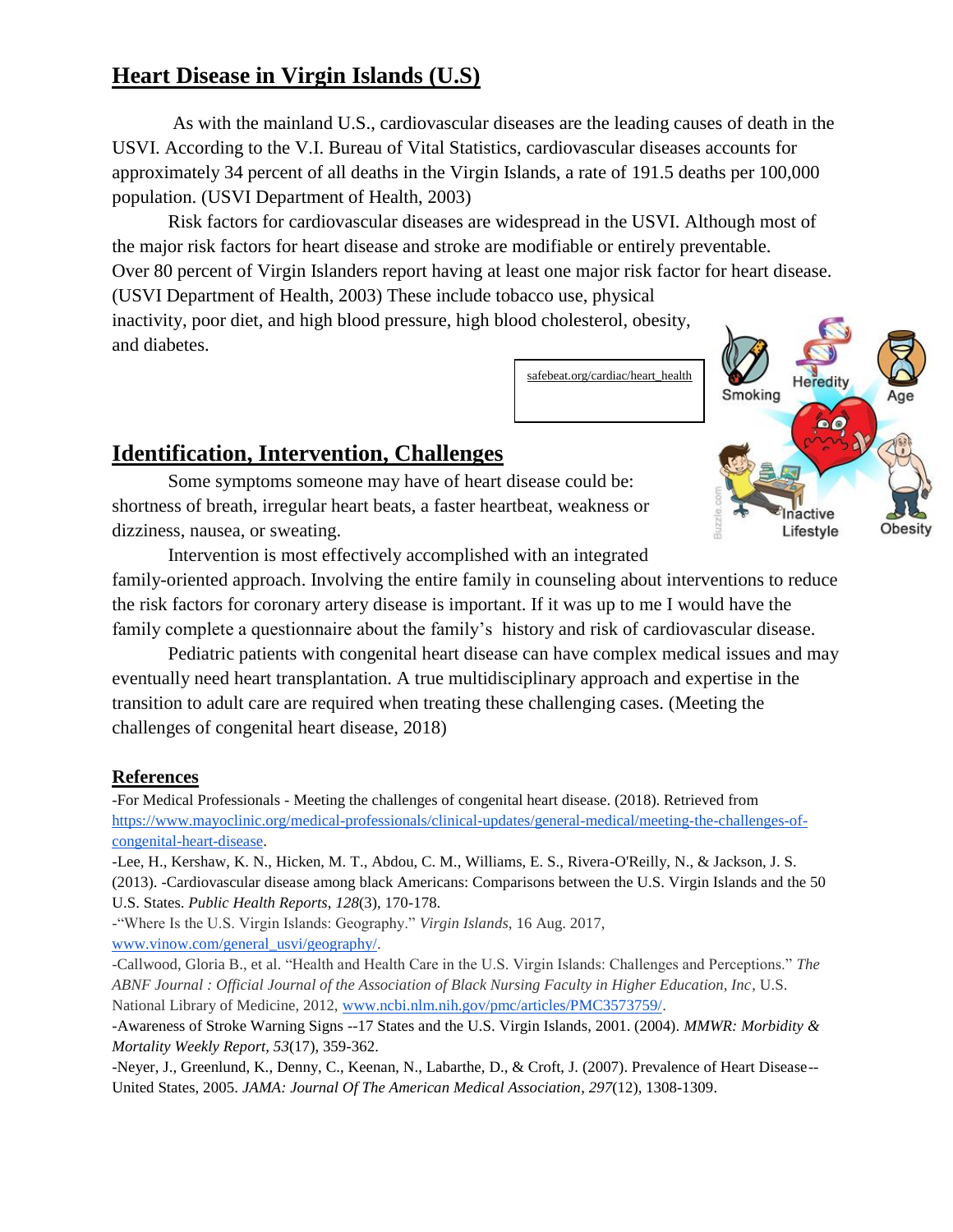## Heart Disease in Virgin Islands (U.S)

As with the mainland U.S., cardiovascular diseases are the leading causes of death in the USVI. According to the V.I. Bureau of Vital Statistics, cardiovascular diseases accounts for approximately 34 percent of all deaths in the Virgin Islands, a rate of 191.5 deaths per 100,000 population. (USVI Department of Health, 2003)

Risk factors for cardiovascular diseases are widespread in the USVI. Although most of the major risk factors for heart disease and stroke are modifiable or entirely preventable. Over 80 percent of Virgin Islanders report having at least one major risk factor for heart disease. (USVI Department of Health, 2003) These include tobacco use, physical inactivity, poor diet, and high blood pressure, high blood cholesterol, obesity, and diabetes.

safebeat.org/cardiac/heart_health

Smoking
Heredity
Age
Inactive Lifestyle
Obesity
Buzzle.com

## Identification, Intervention, Challenges

Some symptoms someone may have of heart disease could be: shortness of breath, irregular heart beats, a faster heartbeat, weakness or dizziness, nausea, or sweating.

Intervention is most effectively accomplished with an integrated family-oriented approach. Involving the entire family in counseling about interventions to reduce the risk factors for coronary artery disease is important. If it was up to me I would have the family complete a questionnaire about the family's history and risk of cardiovascular disease.

Pediatric patients with congenital heart disease can have complex medical issues and may eventually need heart transplantation. A true multidisciplinary approach and expertise in the transition to adult care are required when treating these challenging cases. (Meeting the challenges of congenital heart disease, 2018)

### References

-For Medical Professionals - Meeting the challenges of congenital heart disease. (2018). Retrieved from https://www.mayoclinic.org/medical-professionals/clinical-updates/general-medical/meeting-the-challenges-of-congenital-heart-disease.

-Lee, H., Kershaw, K. N., Hicken, M. T., Abdou, C. M., Williams, E. S., Rivera-O'Reilly, N., & Jackson, J. S. (2013). -Cardiovascular disease among black Americans: Comparisons between the U.S. Virgin Islands and the 50 U.S. States. *Public Health Reports*, *128*(3), 170-178.

-"Where Is the U.S. Virgin Islands: Geography." *Virgin Islands*, 16 Aug. 2017, www.vinow.com/general_usvi/geography/.

-Callwood, Gloria B., et al. "Health and Health Care in the U.S. Virgin Islands: Challenges and Perceptions." *The ABNF Journal : Official Journal of the Association of Black Nursing Faculty in Higher Education, Inc*, U.S. National Library of Medicine, 2012, www.ncbi.nlm.nih.gov/pmc/articles/PMC3573759/.

-Awareness of Stroke Warning Signs --17 States and the U.S. Virgin Islands, 2001. (2004). *MMWR: Morbidity & Mortality Weekly Report*, *53*(17), 359-362.

-Neyer, J., Greenlund, K., Denny, C., Keenan, N., Labarthe, D., & Croft, J. (2007). Prevalence of Heart Disease--United States, 2005. *JAMA: Journal Of The American Medical Association*, *297*(12), 1308-1309.